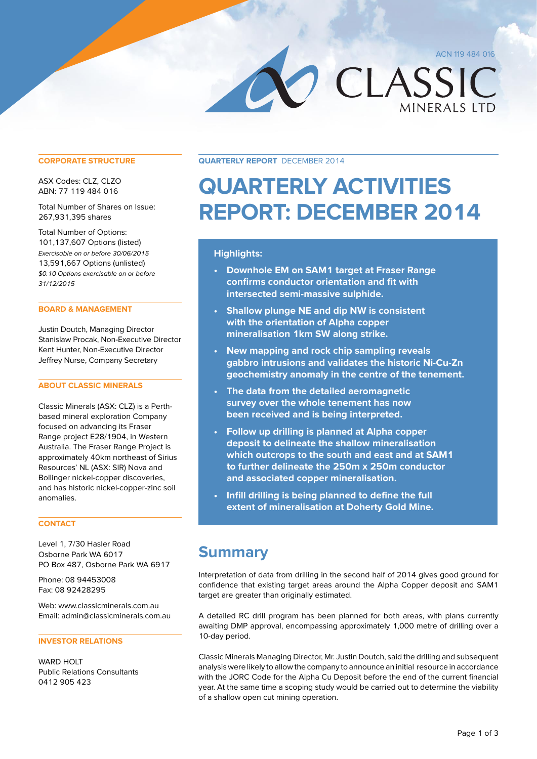ACN 119 484 016

CLASSIC MINERALS LTD

**QUARTERLY REPORT** DECEMBER 2014

# QUARTERLY ACTIVITIES REPORT: DECEMBER 2014

### Highlights:

- **Downhole EM on SAM1 target at Fraser Range confirms conductor orientation and fit with intersected semi-massive sulphide.**
- **Shallow plunge NE and dip NW is consistent with the orientation of Alpha copper mineralisation 1km SW along strike.**
- **New mapping and rock chip sampling reveals gabbro intrusions and validates the historic Ni-Cu-Zn geochemistry anomaly in the centre of the tenement.**
- **The data from the detailed aeromagnetic survey over the whole tenement has now been received and is being interpreted.**
- **Follow up drilling is planned at Alpha copper deposit to delineate the shallow mineralisation which outcrops to the south and east and at SAM1 to further delineate the 250m x 250m conductor and associated copper mineralisation.**
- **Infill drilling is being planned to define the full extent of mineralisation at Doherty Gold Mine.**

## Summary

Interpretation of data from drilling in the second half of 2014 gives good ground for confidence that existing target areas around the Alpha Copper deposit and SAM1 target are greater than originally estimated.

A detailed RC drill program has been planned for both areas, with plans currently awaiting DMP approval, encompassing approximately 1,000 metre of drilling over a 10-day period.

Classic Minerals Managing Director, Mr. Justin Doutch, said the drilling and subsequent analysis were likely to allow the company to announce an initial resource in accordance with the JORC Code for the Alpha Cu Deposit before the end of the current financial year. At the same time a scoping study would be carried out to determine the viability of a shallow open cut mining operation.

### CORPORATE STRUCTURE

ASX Codes: CLZ, CLZO
ABN: 77 119 484 016

Total Number of Shares on Issue:
267,931,395 shares

Total Number of Options:
101,137,607 Options (listed)
*Exercisable on or before 30/06/2015*
13,591,667 Options (unlisted)
*$0.10 Options exercisable on or before 31/12/2015*

### BOARD & MANAGEMENT

Justin Doutch, Managing Director
Stanislaw Procak, Non-Executive Director
Kent Hunter, Non-Executive Director
Jeffrey Nurse, Company Secretary

### ABOUT CLASSIC MINERALS

Classic Minerals (ASX: CLZ) is a Perth-based mineral exploration Company focused on advancing its Fraser Range project E28/1904, in Western Australia. The Fraser Range Project is approximately 40km northeast of Sirius Resources' NL (ASX: SIR) Nova and Bollinger nickel-copper discoveries, and has historic nickel-copper-zinc soil anomalies.

### CONTACT

Level 1, 7/30 Hasler Road
Osborne Park WA 6017
PO Box 487, Osborne Park WA 6917

Phone: 08 94453008
Fax: 08 92428295

Web: www.classicminerals.com.au
Email: admin@classicminerals.com.au

### INVESTOR RELATIONS

WARD HOLT
Public Relations Consultants
0412 905 423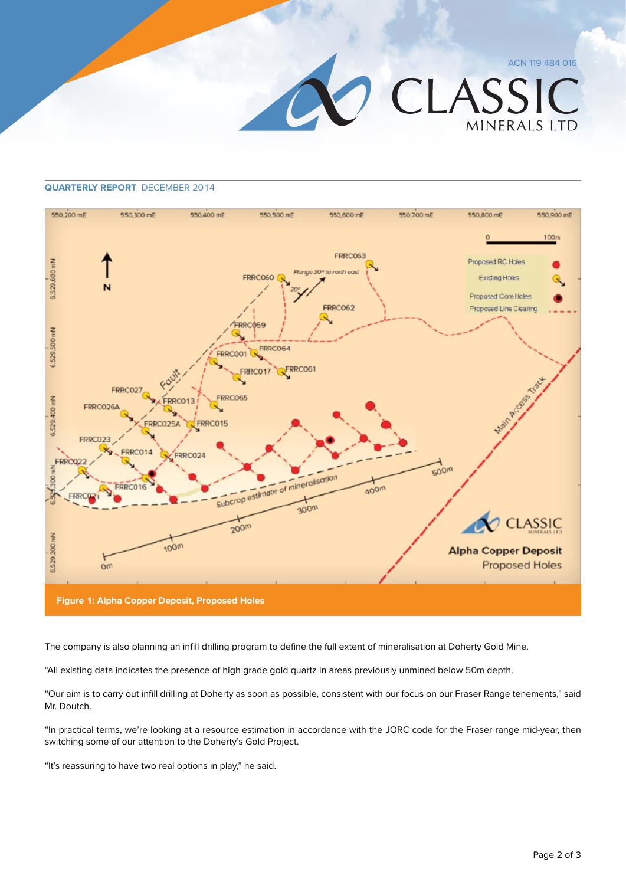**QUARTERLY REPORT** DECEMBER 2014

**Figure 1: Alpha Copper Deposit, Proposed Holes**

The company is also planning an infill drilling program to define the full extent of mineralisation at Doherty Gold Mine.

"All existing data indicates the presence of high grade gold quartz in areas previously unmined below 50m depth.

"Our aim is to carry out infill drilling at Doherty as soon as possible, consistent with our focus on our Fraser Range tenements," said Mr. Doutch.

"In practical terms, we're looking at a resource estimation in accordance with the JORC code for the Fraser range mid-year, then switching some of our attention to the Doherty's Gold Project.

"It's reassuring to have two real options in play," he said.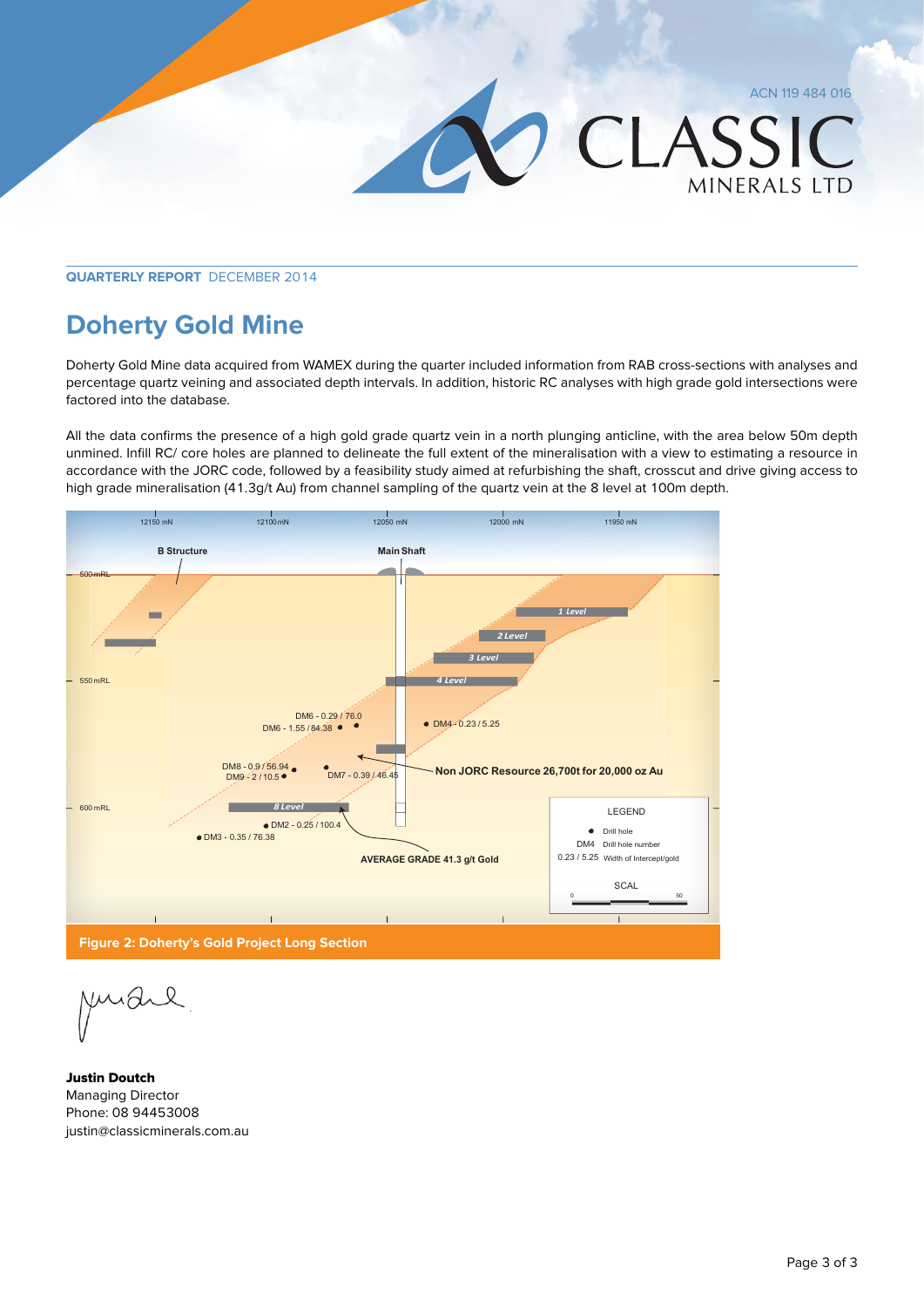QUARTERLY REPORT DECEMBER 2014

## Doherty Gold Mine

Doherty Gold Mine data acquired from WAMEX during the quarter included information from RAB cross-sections with analyses and percentage quartz veining and associated depth intervals. In addition, historic RC analyses with high grade gold intersections were factored into the database.

All the data confirms the presence of a high gold grade quartz vein in a north plunging anticline, with the area below 50m depth unmined. Infill RC/ core holes are planned to delineate the full extent of the mineralisation with a view to estimating a resource in accordance with the JORC code, followed by a feasibility study aimed at refurbishing the shaft, crosscut and drive giving access to high grade mineralisation (41.3g/t Au) from channel sampling of the quartz vein at the 8 level at 100m depth.

12150 mN
12100 mN
12050 mN
12000 mN
11950 mN
B Structure
Main Shaft
500 mRL
550 mRL
600 mRL
1 Level
2 Level
3 Level
4 Level
8 Level
DM6 - 0.29 / 76.0
DM6 - 1.55 / 84.38
DM4 - 0.23 / 5.25
DM8 - 0.9 / 56.94
DM9 - 2 / 10.5
DM7 - 0.39 / 46.45
Non JORC Resource 26,700t for 20,000 oz Au
DM2 - 0.25 / 100.4
DM3 - 0.35 / 76.38
AVERAGE GRADE 41.3 g/t Gold
LEGEND
Drill hole
DM4 Drill hole number
0.23 / 5.25 Width of Intercept/gold
SCAL
0
50

**Figure 2: Doherty's Gold Project Long Section**

**Justin Doutch**
Managing Director
Phone: 08 94453008
justin@classicminerals.com.au